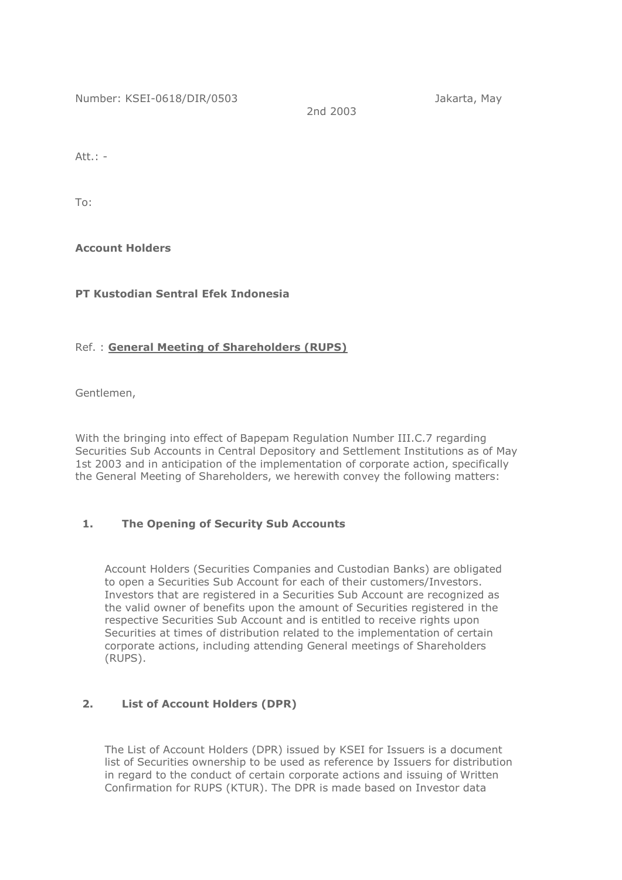Number: KSEI-0618/DIR/0503 Jakarta, May 2nd 2003

Att.: -

To:

**Account Holders**

**PT Kustodian Sentral Efek Indonesia**

Ref. : **General Meeting of Shareholders (RUPS)**

Gentlemen,

With the bringing into effect of Bapepam Regulation Number III.C.7 regarding Securities Sub Accounts in Central Depository and Settlement Institutions as of May 1st 2003 and in anticipation of the implementation of corporate action, specifically the General Meeting of Shareholders, we herewith convey the following matters:

**1. The Opening of Security Sub Accounts**

Account Holders (Securities Companies and Custodian Banks) are obligated to open a Securities Sub Account for each of their customers/Investors. Investors that are registered in a Securities Sub Account are recognized as the valid owner of benefits upon the amount of Securities registered in the respective Securities Sub Account and is entitled to receive rights upon Securities at times of distribution related to the implementation of certain corporate actions, including attending General meetings of Shareholders (RUPS).

**2. List of Account Holders (DPR)**

The List of Account Holders (DPR) issued by KSEI for Issuers is a document list of Securities ownership to be used as reference by Issuers for distribution in regard to the conduct of certain corporate actions and issuing of Written Confirmation for RUPS (KTUR). The DPR is made based on Investor data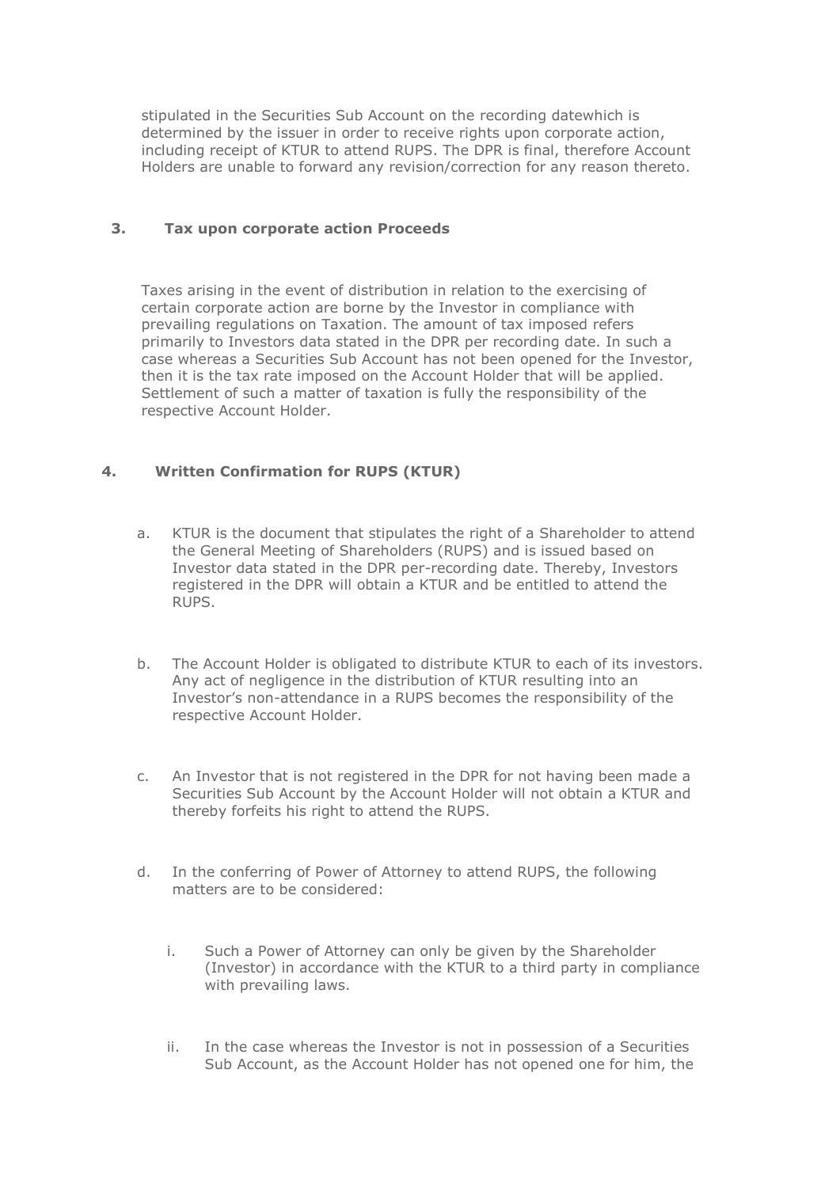stipulated in the Securities Sub Account on the recording datewhich is determined by the issuer in order to receive rights upon corporate action, including receipt of KTUR to attend RUPS. The DPR is final, therefore Account Holders are unable to forward any revision/correction for any reason thereto.

## 3. Tax upon corporate action Proceeds

Taxes arising in the event of distribution in relation to the exercising of certain corporate action are borne by the Investor in compliance with prevailing regulations on Taxation. The amount of tax imposed refers primarily to Investors data stated in the DPR per recording date. In such a case whereas a Securities Sub Account has not been opened for the Investor, then it is the tax rate imposed on the Account Holder that will be applied. Settlement of such a matter of taxation is fully the responsibility of the respective Account Holder.

## 4. Written Confirmation for RUPS (KTUR)

a. KTUR is the document that stipulates the right of a Shareholder to attend the General Meeting of Shareholders (RUPS) and is issued based on Investor data stated in the DPR per-recording date. Thereby, Investors registered in the DPR will obtain a KTUR and be entitled to attend the RUPS.

b. The Account Holder is obligated to distribute KTUR to each of its investors. Any act of negligence in the distribution of KTUR resulting into an Investor's non-attendance in a RUPS becomes the responsibility of the respective Account Holder.

c. An Investor that is not registered in the DPR for not having been made a Securities Sub Account by the Account Holder will not obtain a KTUR and thereby forfeits his right to attend the RUPS.

d. In the conferring of Power of Attorney to attend RUPS, the following matters are to be considered:

   i. Such a Power of Attorney can only be given by the Shareholder (Investor) in accordance with the KTUR to a third party in compliance with prevailing laws.

   ii. In the case whereas the Investor is not in possession of a Securities Sub Account, as the Account Holder has not opened one for him, the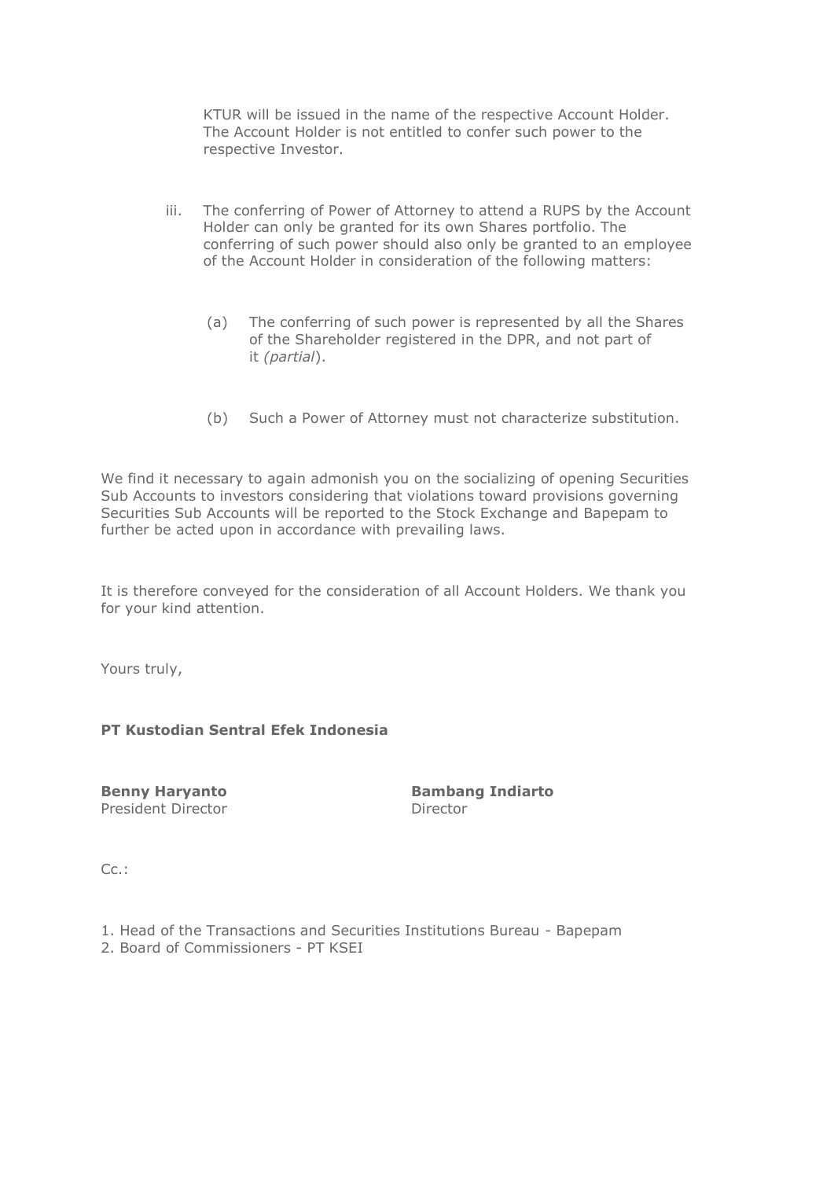KTUR will be issued in the name of the respective Account Holder. The Account Holder is not entitled to confer such power to the respective Investor.

iii. The conferring of Power of Attorney to attend a RUPS by the Account Holder can only be granted for its own Shares portfolio. The conferring of such power should also only be granted to an employee of the Account Holder in consideration of the following matters:

   (a) The conferring of such power is represented by all the Shares of the Shareholder registered in the DPR, and not part of it *(partial)*.

   (b) Such a Power of Attorney must not characterize substitution.

We find it necessary to again admonish you on the socializing of opening Securities Sub Accounts to investors considering that violations toward provisions governing Securities Sub Accounts will be reported to the Stock Exchange and Bapepam to further be acted upon in accordance with prevailing laws.

It is therefore conveyed for the consideration of all Account Holders. We thank you for your kind attention.

Yours truly,

**PT Kustodian Sentral Efek Indonesia**

**Benny Haryanto**
President Director

**Bambang Indiarto**
Director

Cc.:

1. Head of the Transactions and Securities Institutions Bureau - Bapepam
2. Board of Commissioners - PT KSEI